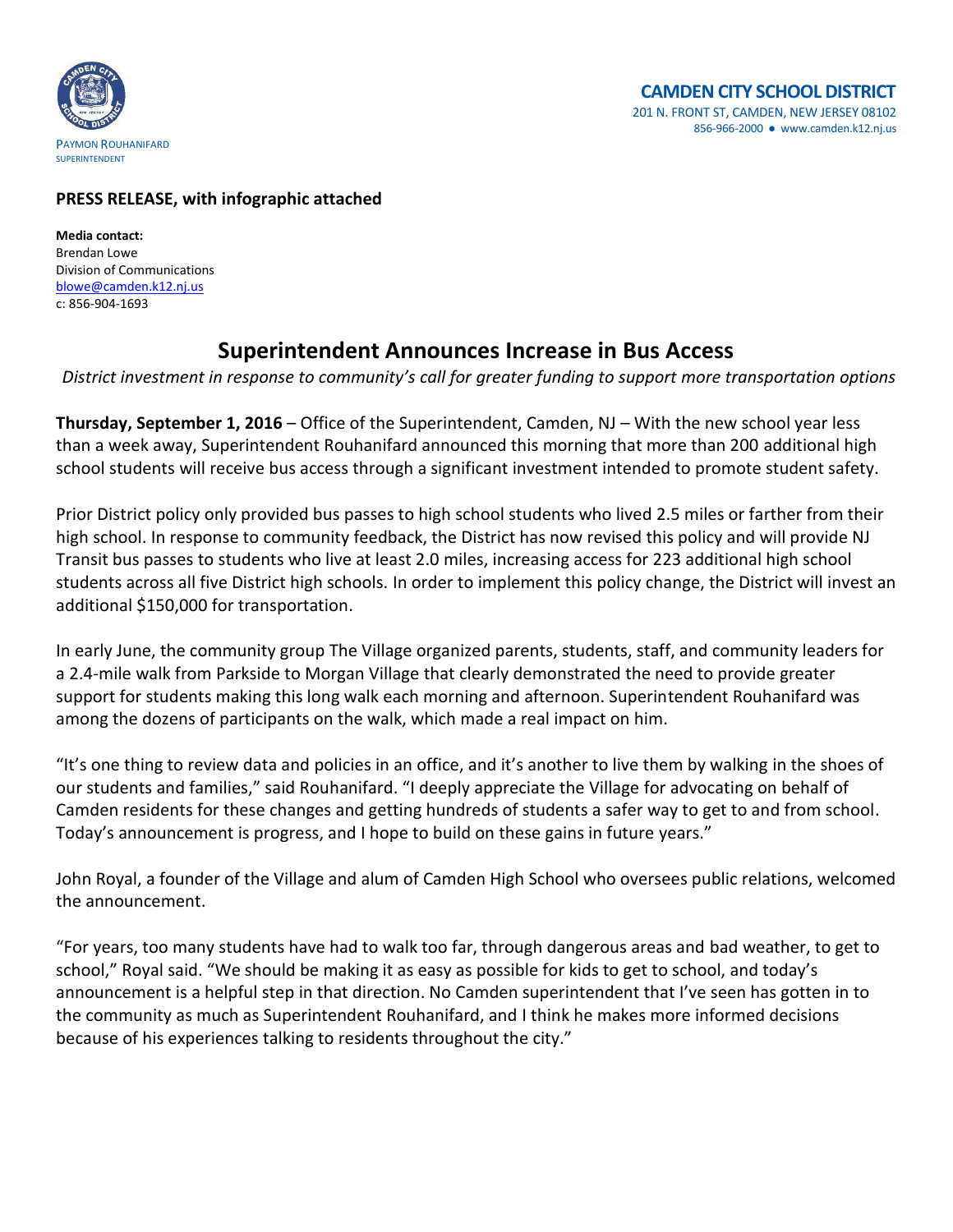PAYMON ROUHANIFARD
SUPERINTENDENT

**CAMDEN CITY SCHOOL DISTRICT**
201 N. FRONT ST, CAMDEN, NEW JERSEY 08102
856-966-2000 ● www.camden.k12.nj.us

**PRESS RELEASE, with infographic attached**

**Media contact:**
Brendan Lowe
Division of Communications
blowe@camden.k12.nj.us
c: 856-904-1693

# Superintendent Announces Increase in Bus Access

*District investment in response to community's call for greater funding to support more transportation options*

**Thursday, September 1, 2016** – Office of the Superintendent, Camden, NJ – With the new school year less than a week away, Superintendent Rouhanifard announced this morning that more than 200 additional high school students will receive bus access through a significant investment intended to promote student safety.

Prior District policy only provided bus passes to high school students who lived 2.5 miles or farther from their high school. In response to community feedback, the District has now revised this policy and will provide NJ Transit bus passes to students who live at least 2.0 miles, increasing access for 223 additional high school students across all five District high schools. In order to implement this policy change, the District will invest an additional $150,000 for transportation.

In early June, the community group The Village organized parents, students, staff, and community leaders for a 2.4-mile walk from Parkside to Morgan Village that clearly demonstrated the need to provide greater support for students making this long walk each morning and afternoon. Superintendent Rouhanifard was among the dozens of participants on the walk, which made a real impact on him.

"It's one thing to review data and policies in an office, and it's another to live them by walking in the shoes of our students and families," said Rouhanifard. "I deeply appreciate the Village for advocating on behalf of Camden residents for these changes and getting hundreds of students a safer way to get to and from school. Today's announcement is progress, and I hope to build on these gains in future years."

John Royal, a founder of the Village and alum of Camden High School who oversees public relations, welcomed the announcement.

"For years, too many students have had to walk too far, through dangerous areas and bad weather, to get to school," Royal said. "We should be making it as easy as possible for kids to get to school, and today's announcement is a helpful step in that direction. No Camden superintendent that I've seen has gotten in to the community as much as Superintendent Rouhanifard, and I think he makes more informed decisions because of his experiences talking to residents throughout the city."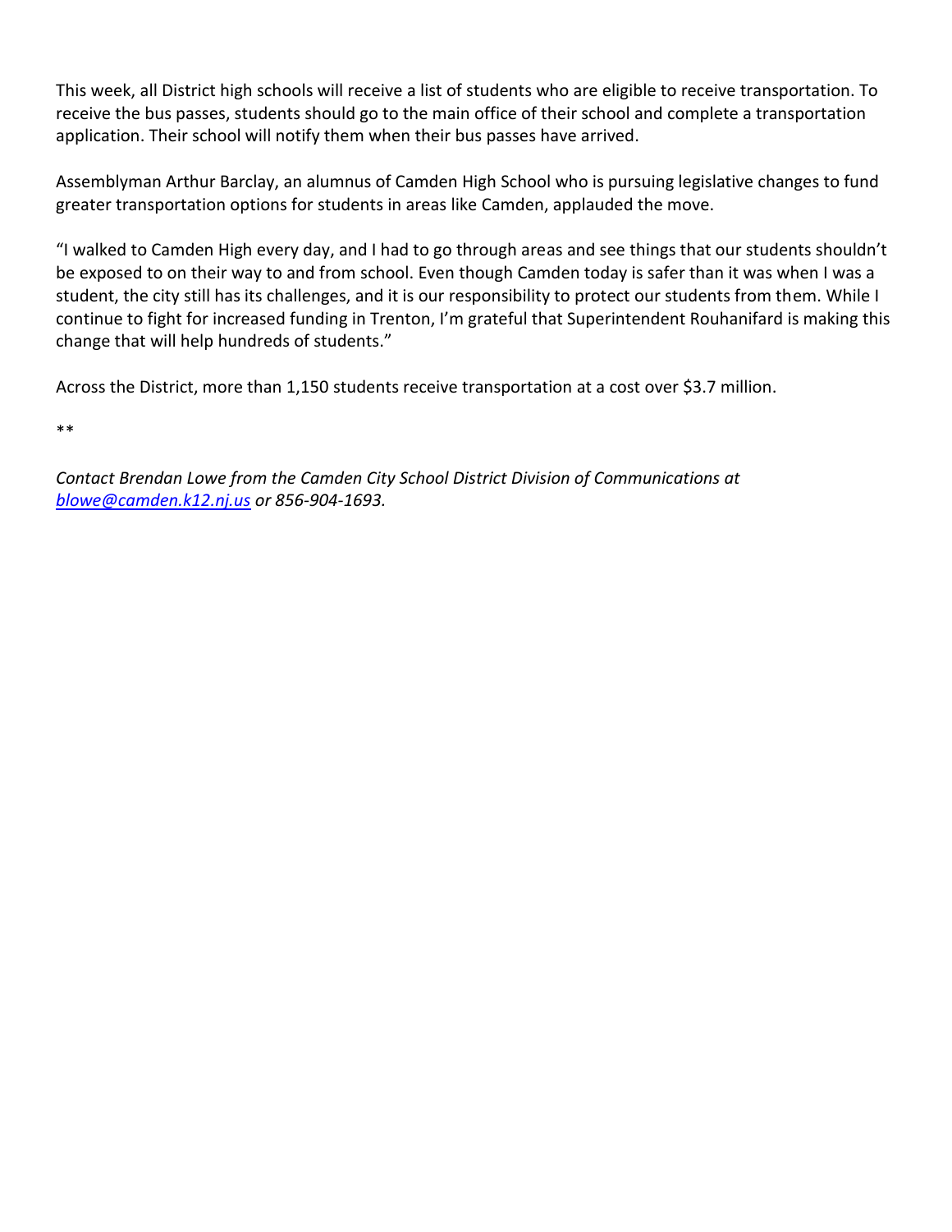This week, all District high schools will receive a list of students who are eligible to receive transportation. To receive the bus passes, students should go to the main office of their school and complete a transportation application. Their school will notify them when their bus passes have arrived.

Assemblyman Arthur Barclay, an alumnus of Camden High School who is pursuing legislative changes to fund greater transportation options for students in areas like Camden, applauded the move.

"I walked to Camden High every day, and I had to go through areas and see things that our students shouldn't be exposed to on their way to and from school. Even though Camden today is safer than it was when I was a student, the city still has its challenges, and it is our responsibility to protect our students from them. While I continue to fight for increased funding in Trenton, I'm grateful that Superintendent Rouhanifard is making this change that will help hundreds of students."

Across the District, more than 1,150 students receive transportation at a cost over $3.7 million.

**

*Contact Brendan Lowe from the Camden City School District Division of Communications at [blowe@camden.k12.nj.us](mailto:blowe@camden.k12.nj.us) or 856-904-1693.*